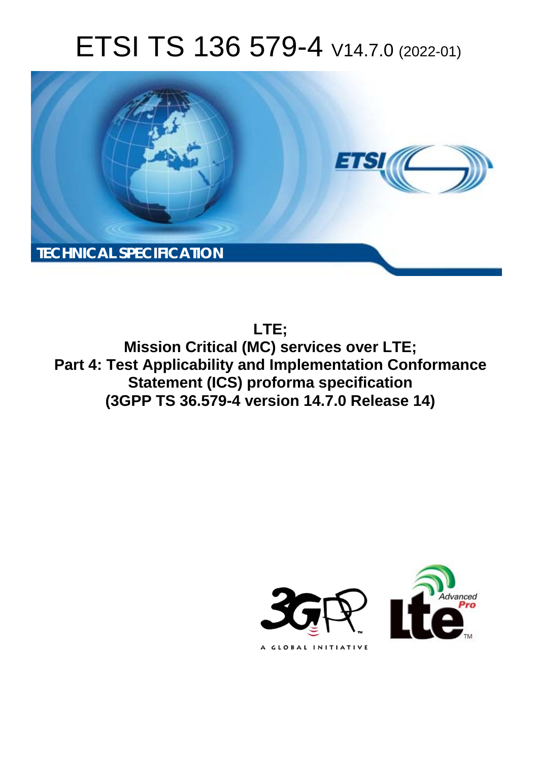# ETSI TS 136 579-4 V14.7.0 (2022-01)

**TECHNICAL SPECIFICATION**

**LTE;**
**Mission Critical (MC) services over LTE;**
**Part 4: Test Applicability and Implementation Conformance Statement (ICS) proforma specification**
**(3GPP TS 36.579-4 version 14.7.0 Release 14)**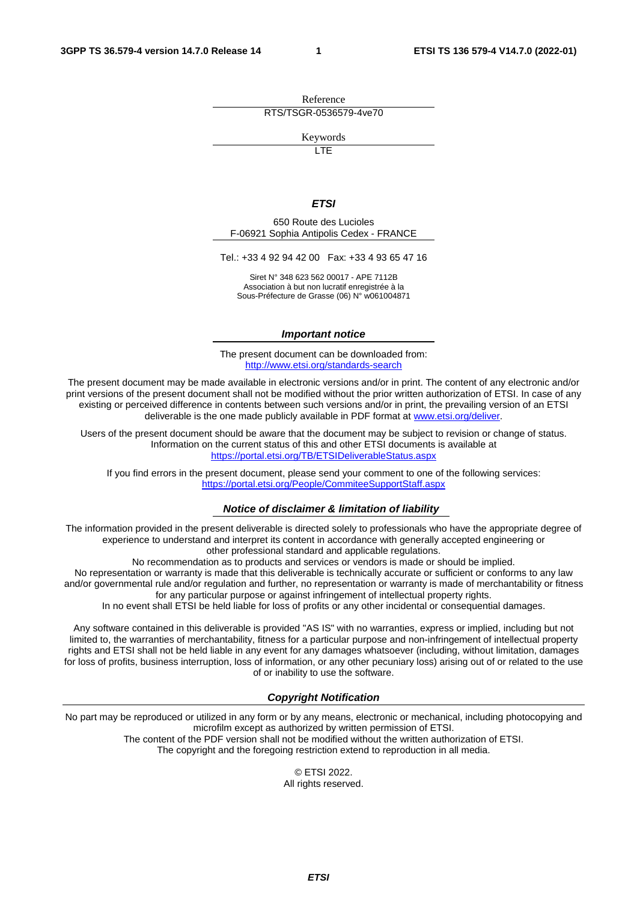Reference

RTS/TSGR-0536579-4ve70

Keywords

LTE

***ETSI***

650 Route des Lucioles
F-06921 Sophia Antipolis Cedex - FRANCE

Tel.: +33 4 92 94 42 00   Fax: +33 4 93 65 47 16

Siret N° 348 623 562 00017 - APE 7112B
Association à but non lucratif enregistrée à la
Sous-Préfecture de Grasse (06) N° w061004871

***Important notice***

The present document can be downloaded from:
http://www.etsi.org/standards-search

The present document may be made available in electronic versions and/or in print. The content of any electronic and/or print versions of the present document shall not be modified without the prior written authorization of ETSI. In case of any existing or perceived difference in contents between such versions and/or in print, the prevailing version of an ETSI deliverable is the one made publicly available in PDF format at www.etsi.org/deliver.

Users of the present document should be aware that the document may be subject to revision or change of status. Information on the current status of this and other ETSI documents is available at https://portal.etsi.org/TB/ETSIDeliverableStatus.aspx

If you find errors in the present document, please send your comment to one of the following services:
https://portal.etsi.org/People/CommiteeSupportStaff.aspx

***Notice of disclaimer & limitation of liability***

The information provided in the present deliverable is directed solely to professionals who have the appropriate degree of experience to understand and interpret its content in accordance with generally accepted engineering or other professional standard and applicable regulations.
No recommendation as to products and services or vendors is made or should be implied.
No representation or warranty is made that this deliverable is technically accurate or sufficient or conforms to any law and/or governmental rule and/or regulation and further, no representation or warranty is made of merchantability or fitness for any particular purpose or against infringement of intellectual property rights.
In no event shall ETSI be held liable for loss of profits or any other incidental or consequential damages.

Any software contained in this deliverable is provided "AS IS" with no warranties, express or implied, including but not limited to, the warranties of merchantability, fitness for a particular purpose and non-infringement of intellectual property rights and ETSI shall not be held liable in any event for any damages whatsoever (including, without limitation, damages for loss of profits, business interruption, loss of information, or any other pecuniary loss) arising out of or related to the use of or inability to use the software.

***Copyright Notification***

No part may be reproduced or utilized in any form or by any means, electronic or mechanical, including photocopying and microfilm except as authorized by written permission of ETSI.
The content of the PDF version shall not be modified without the written authorization of ETSI.
The copyright and the foregoing restriction extend to reproduction in all media.

© ETSI 2022.
All rights reserved.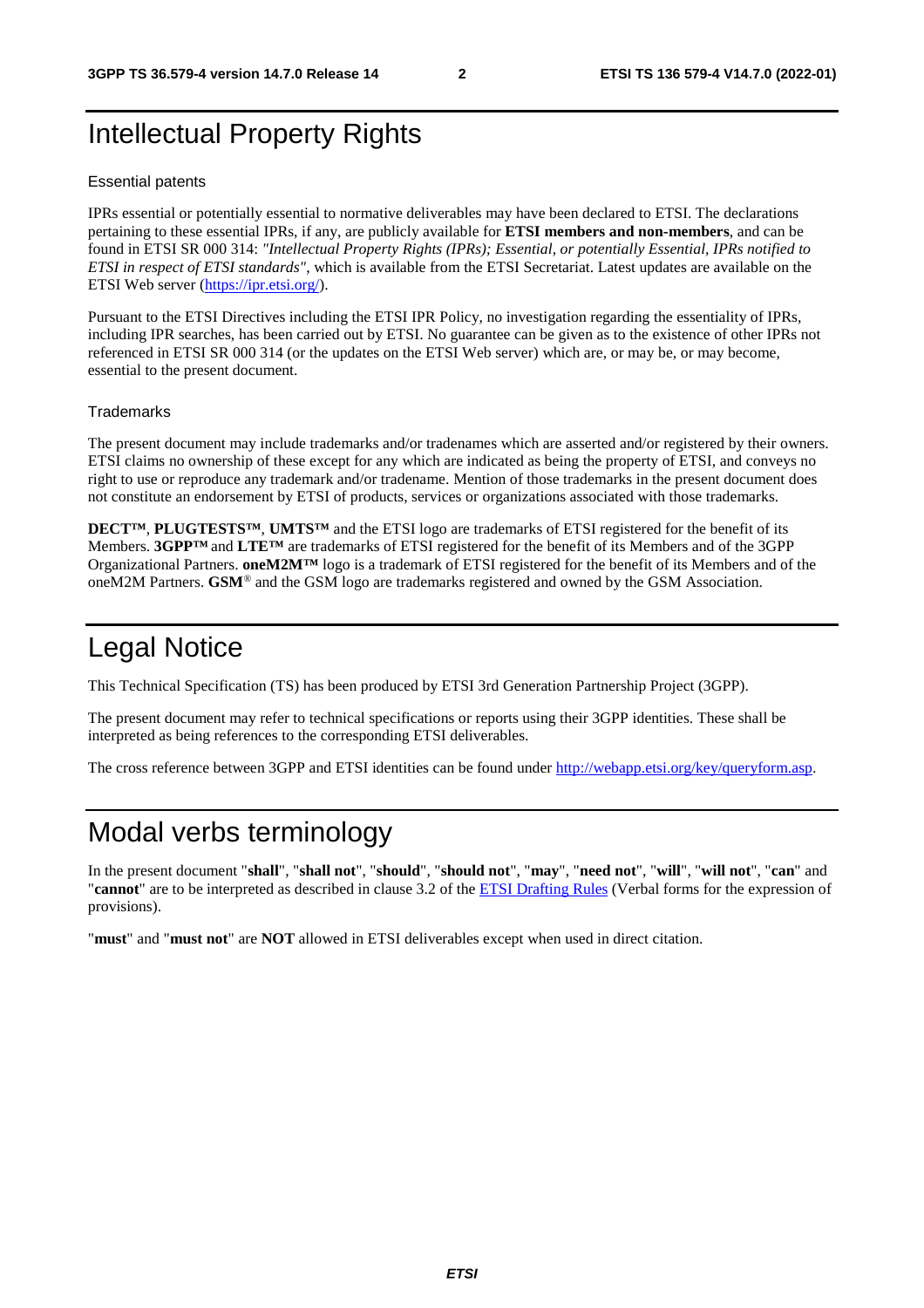# Intellectual Property Rights

Essential patents

IPRs essential or potentially essential to normative deliverables may have been declared to ETSI. The declarations pertaining to these essential IPRs, if any, are publicly available for **ETSI members and non-members**, and can be found in ETSI SR 000 314: *"Intellectual Property Rights (IPRs); Essential, or potentially Essential, IPRs notified to ETSI in respect of ETSI standards"*, which is available from the ETSI Secretariat. Latest updates are available on the ETSI Web server (https://ipr.etsi.org/).

Pursuant to the ETSI Directives including the ETSI IPR Policy, no investigation regarding the essentiality of IPRs, including IPR searches, has been carried out by ETSI. No guarantee can be given as to the existence of other IPRs not referenced in ETSI SR 000 314 (or the updates on the ETSI Web server) which are, or may be, or may become, essential to the present document.

Trademarks

The present document may include trademarks and/or tradenames which are asserted and/or registered by their owners. ETSI claims no ownership of these except for any which are indicated as being the property of ETSI, and conveys no right to use or reproduce any trademark and/or tradename. Mention of those trademarks in the present document does not constitute an endorsement by ETSI of products, services or organizations associated with those trademarks.

**DECT™**, **PLUGTESTS™**, **UMTS™** and the ETSI logo are trademarks of ETSI registered for the benefit of its Members. **3GPP™** and **LTE™** are trademarks of ETSI registered for the benefit of its Members and of the 3GPP Organizational Partners. **oneM2M™** logo is a trademark of ETSI registered for the benefit of its Members and of the oneM2M Partners. **GSM**® and the GSM logo are trademarks registered and owned by the GSM Association.

# Legal Notice

This Technical Specification (TS) has been produced by ETSI 3rd Generation Partnership Project (3GPP).

The present document may refer to technical specifications or reports using their 3GPP identities. These shall be interpreted as being references to the corresponding ETSI deliverables.

The cross reference between 3GPP and ETSI identities can be found under http://webapp.etsi.org/key/queryform.asp.

# Modal verbs terminology

In the present document "**shall**", "**shall not**", "**should**", "**should not**", "**may**", "**need not**", "**will**", "**will not**", "**can**" and "**cannot**" are to be interpreted as described in clause 3.2 of the ETSI Drafting Rules (Verbal forms for the expression of provisions).

"**must**" and "**must not**" are **NOT** allowed in ETSI deliverables except when used in direct citation.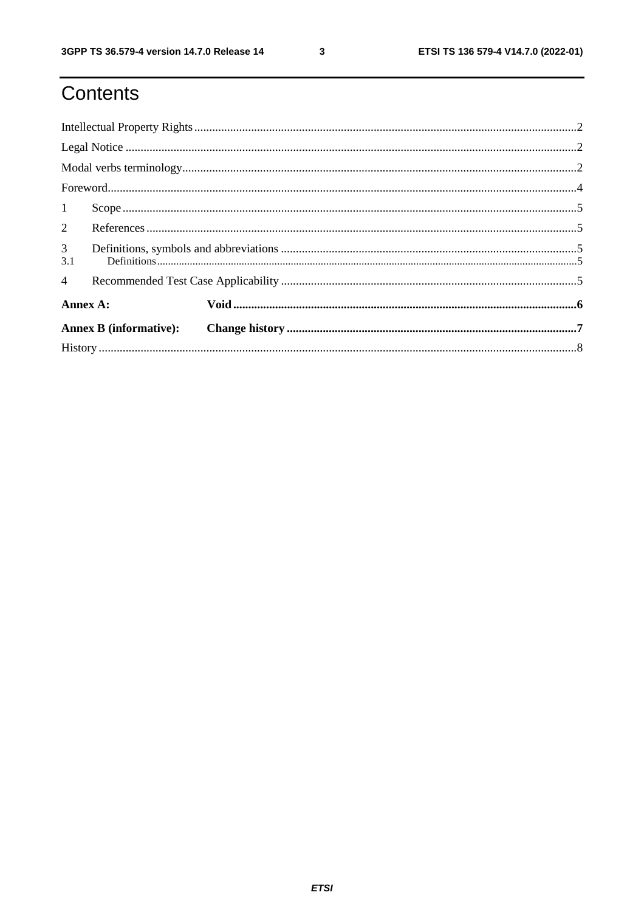# Contents

Intellectual Property Rights .......... 2

Legal Notice .......... 2

Modal verbs terminology .......... 2

Foreword .......... 4

1 Scope .......... 5

2 References .......... 5

3 Definitions, symbols and abbreviations .......... 5

3.1 Definitions .......... 5

4 Recommended Test Case Applicability .......... 5

**Annex A: Void .......... 6**

**Annex B (informative): Change history .......... 7**

History .......... 8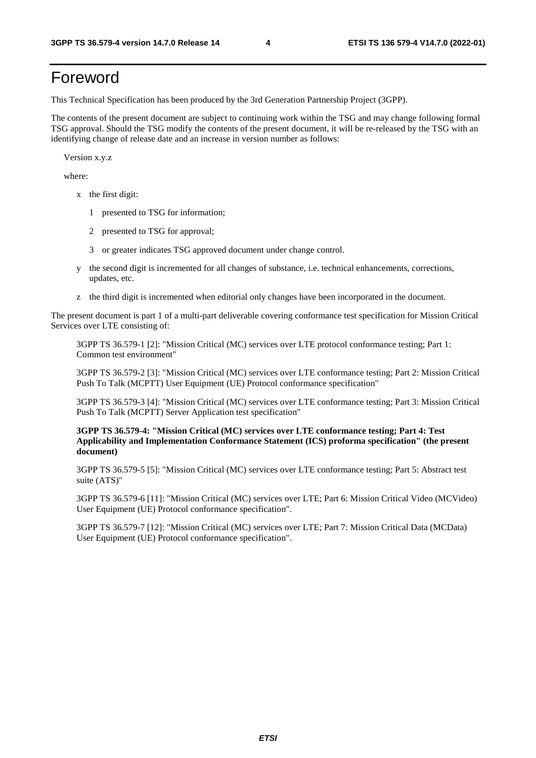# Foreword

This Technical Specification has been produced by the 3rd Generation Partnership Project (3GPP).

The contents of the present document are subject to continuing work within the TSG and may change following formal TSG approval. Should the TSG modify the contents of the present document, it will be re-released by the TSG with an identifying change of release date and an increase in version number as follows:

Version x.y.z

where:

- x the first digit:
  - 1 presented to TSG for information;
  - 2 presented to TSG for approval;
  - 3 or greater indicates TSG approved document under change control.
- y the second digit is incremented for all changes of substance, i.e. technical enhancements, corrections, updates, etc.
- z the third digit is incremented when editorial only changes have been incorporated in the document.

The present document is part 1 of a multi-part deliverable covering conformance test specification for Mission Critical Services over LTE consisting of:

3GPP TS 36.579-1 [2]: "Mission Critical (MC) services over LTE protocol conformance testing; Part 1: Common test environment"

3GPP TS 36.579-2 [3]: "Mission Critical (MC) services over LTE conformance testing; Part 2: Mission Critical Push To Talk (MCPTT) User Equipment (UE) Protocol conformance specification"

3GPP TS 36.579-3 [4]: "Mission Critical (MC) services over LTE conformance testing; Part 3: Mission Critical Push To Talk (MCPTT) Server Application test specification"

**3GPP TS 36.579-4: "Mission Critical (MC) services over LTE conformance testing; Part 4: Test Applicability and Implementation Conformance Statement (ICS) proforma specification" (the present document)**

3GPP TS 36.579-5 [5]: "Mission Critical (MC) services over LTE conformance testing; Part 5: Abstract test suite (ATS)"

3GPP TS 36.579-6 [11]: "Mission Critical (MC) services over LTE; Part 6: Mission Critical Video (MCVideo) User Equipment (UE) Protocol conformance specification".

3GPP TS 36.579-7 [12]: "Mission Critical (MC) services over LTE; Part 7: Mission Critical Data (MCData) User Equipment (UE) Protocol conformance specification".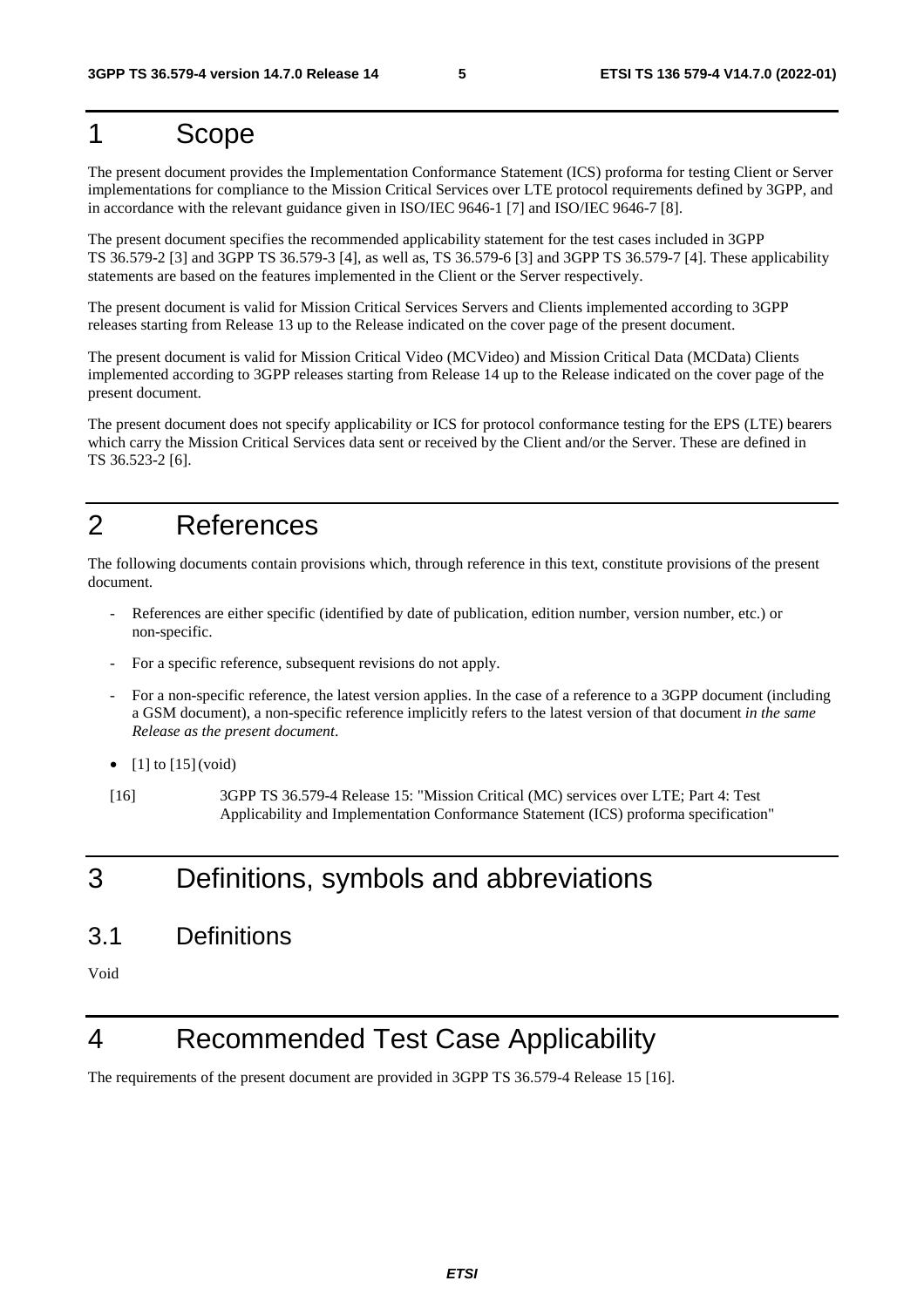# 1 Scope

The present document provides the Implementation Conformance Statement (ICS) proforma for testing Client or Server implementations for compliance to the Mission Critical Services over LTE protocol requirements defined by 3GPP, and in accordance with the relevant guidance given in ISO/IEC 9646-1 [7] and ISO/IEC 9646-7 [8].

The present document specifies the recommended applicability statement for the test cases included in 3GPP TS 36.579-2 [3] and 3GPP TS 36.579-3 [4], as well as, TS 36.579-6 [3] and 3GPP TS 36.579-7 [4]. These applicability statements are based on the features implemented in the Client or the Server respectively.

The present document is valid for Mission Critical Services Servers and Clients implemented according to 3GPP releases starting from Release 13 up to the Release indicated on the cover page of the present document.

The present document is valid for Mission Critical Video (MCVideo) and Mission Critical Data (MCData) Clients implemented according to 3GPP releases starting from Release 14 up to the Release indicated on the cover page of the present document.

The present document does not specify applicability or ICS for protocol conformance testing for the EPS (LTE) bearers which carry the Mission Critical Services data sent or received by the Client and/or the Server. These are defined in TS 36.523-2 [6].

# 2 References

The following documents contain provisions which, through reference in this text, constitute provisions of the present document.

- References are either specific (identified by date of publication, edition number, version number, etc.) or non-specific.
- For a specific reference, subsequent revisions do not apply.
- For a non-specific reference, the latest version applies. In the case of a reference to a 3GPP document (including a GSM document), a non-specific reference implicitly refers to the latest version of that document *in the same Release as the present document*.

- [1] to [15] (void)

[16] 3GPP TS 36.579-4 Release 15: "Mission Critical (MC) services over LTE; Part 4: Test Applicability and Implementation Conformance Statement (ICS) proforma specification"

# 3 Definitions, symbols and abbreviations

## 3.1 Definitions

Void

# 4 Recommended Test Case Applicability

The requirements of the present document are provided in 3GPP TS 36.579-4 Release 15 [16].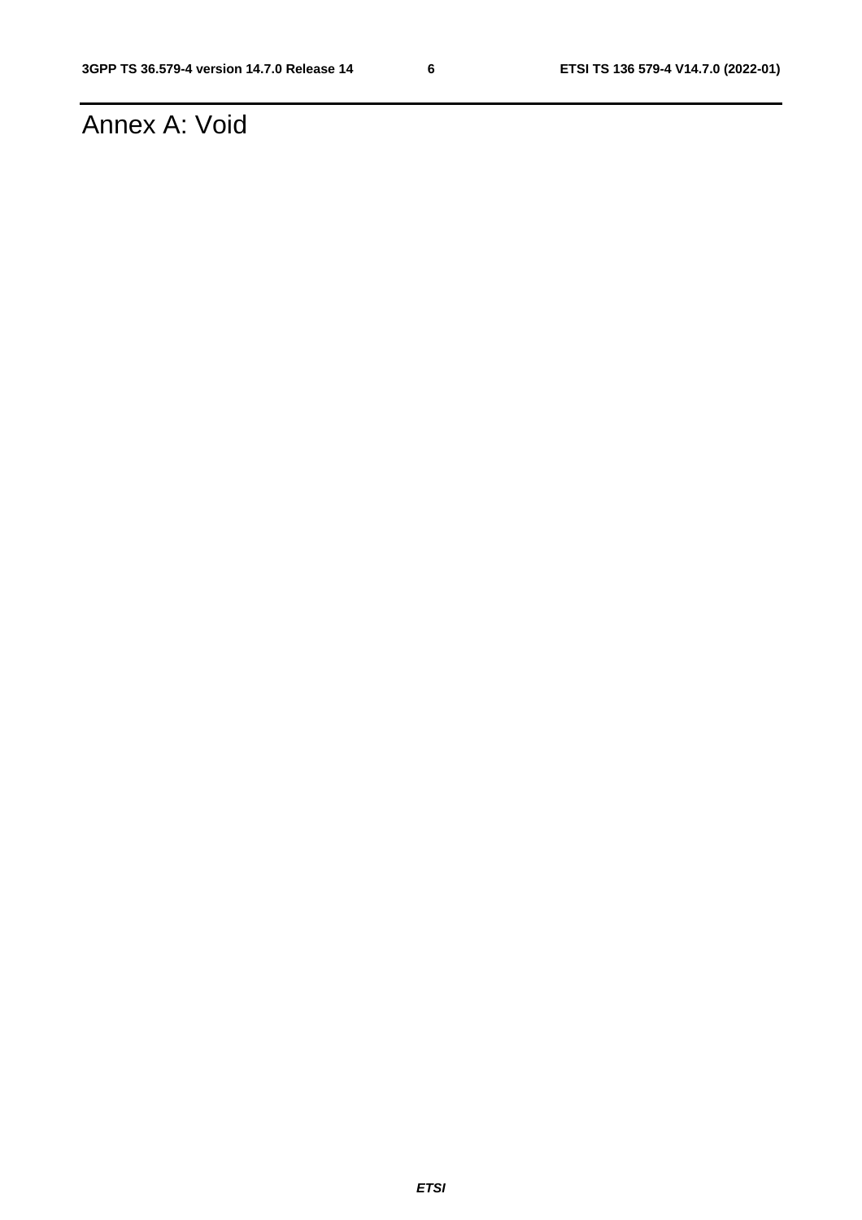# Annex A: Void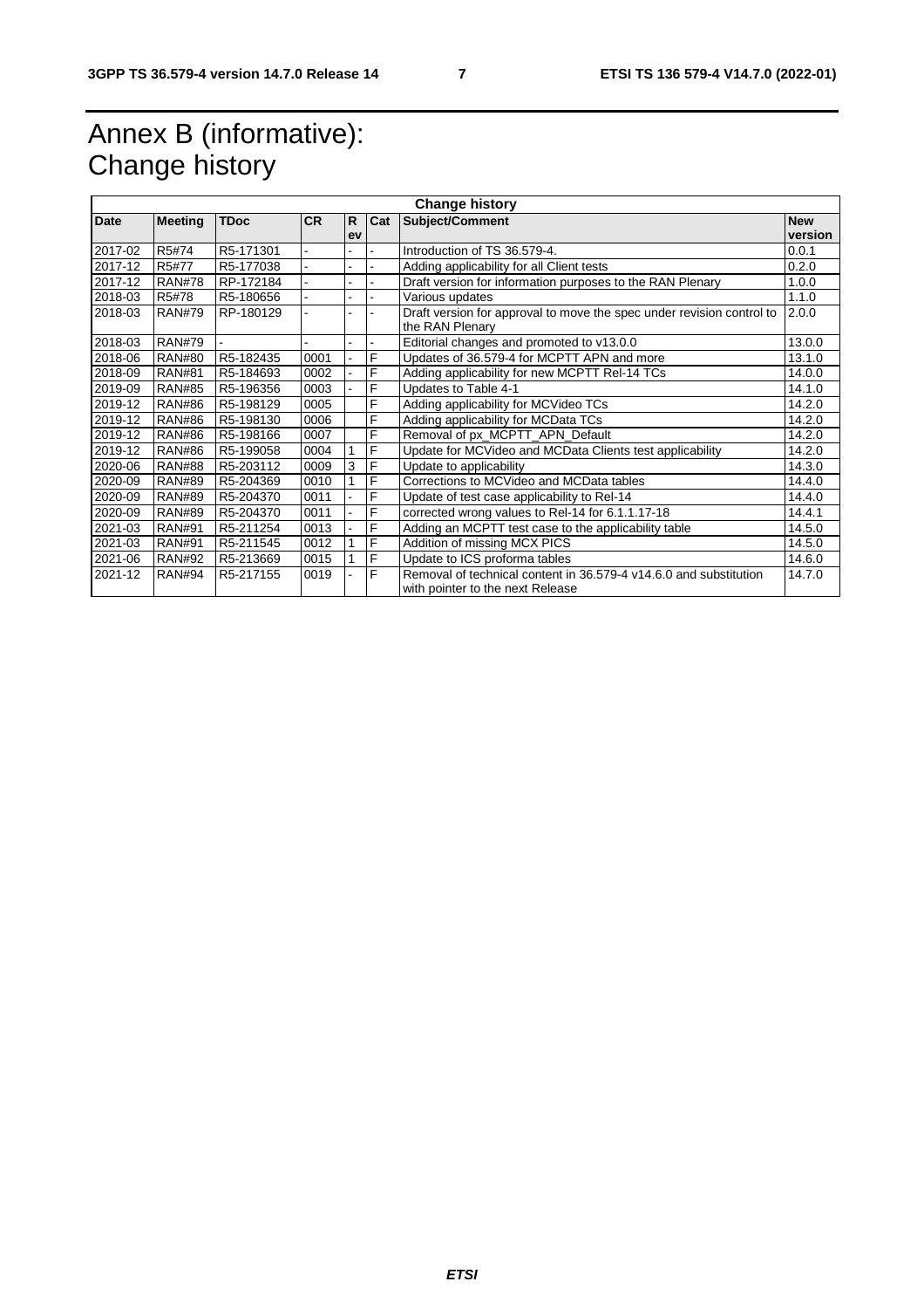# Annex B (informative): Change history

| Change history | | | | | | | |
|---|---|---|---|---|---|---|---|
| **Date** | **Meeting** | **TDoc** | **CR** | **Rev** | **Cat** | **Subject/Comment** | **New version** |
| 2017-02 | R5#74 | R5-171301 | - | - | - | Introduction of TS 36.579-4. | 0.0.1 |
| 2017-12 | R5#77 | R5-177038 | - | - | - | Adding applicability for all Client tests | 0.2.0 |
| 2017-12 | RAN#78 | RP-172184 | - | - | - | Draft version for information purposes to the RAN Plenary | 1.0.0 |
| 2018-03 | R5#78 | R5-180656 | - | - | - | Various updates | 1.1.0 |
| 2018-03 | RAN#79 | RP-180129 | - | - | - | Draft version for approval to move the spec under revision control to the RAN Plenary | 2.0.0 |
| 2018-03 | RAN#79 | - | - | - | - | Editorial changes and promoted to v13.0.0 | 13.0.0 |
| 2018-06 | RAN#80 | R5-182435 | 0001 | - | F | Updates of 36.579-4 for MCPTT APN and more | 13.1.0 |
| 2018-09 | RAN#81 | R5-184693 | 0002 | - | F | Adding applicability for new MCPTT Rel-14 TCs | 14.0.0 |
| 2019-09 | RAN#85 | R5-196356 | 0003 | - | F | Updates to Table 4-1 | 14.1.0 |
| 2019-12 | RAN#86 | R5-198129 | 0005 | | F | Adding applicability for MCVideo TCs | 14.2.0 |
| 2019-12 | RAN#86 | R5-198130 | 0006 | | F | Adding applicability for MCData TCs | 14.2.0 |
| 2019-12 | RAN#86 | R5-198166 | 0007 | | F | Removal of px_MCPTT_APN_Default | 14.2.0 |
| 2019-12 | RAN#86 | R5-199058 | 0004 | 1 | F | Update for MCVideo and MCData Clients test applicability | 14.2.0 |
| 2020-06 | RAN#88 | R5-203112 | 0009 | 3 | F | Update to applicability | 14.3.0 |
| 2020-09 | RAN#89 | R5-204369 | 0010 | 1 | F | Corrections to MCVideo and MCData tables | 14.4.0 |
| 2020-09 | RAN#89 | R5-204370 | 0011 | - | F | Update of test case applicability to Rel-14 | 14.4.0 |
| 2020-09 | RAN#89 | R5-204370 | 0011 | - | F | corrected wrong values to Rel-14 for 6.1.1.17-18 | 14.4.1 |
| 2021-03 | RAN#91 | R5-211254 | 0013 | - | F | Adding an MCPTT test case to the applicability table | 14.5.0 |
| 2021-03 | RAN#91 | R5-211545 | 0012 | 1 | F | Addition of missing MCX PICS | 14.5.0 |
| 2021-06 | RAN#92 | R5-213669 | 0015 | 1 | F | Update to ICS proforma tables | 14.6.0 |
| 2021-12 | RAN#94 | R5-217155 | 0019 | - | F | Removal of technical content in 36.579-4 v14.6.0 and substitution with pointer to the next Release | 14.7.0 |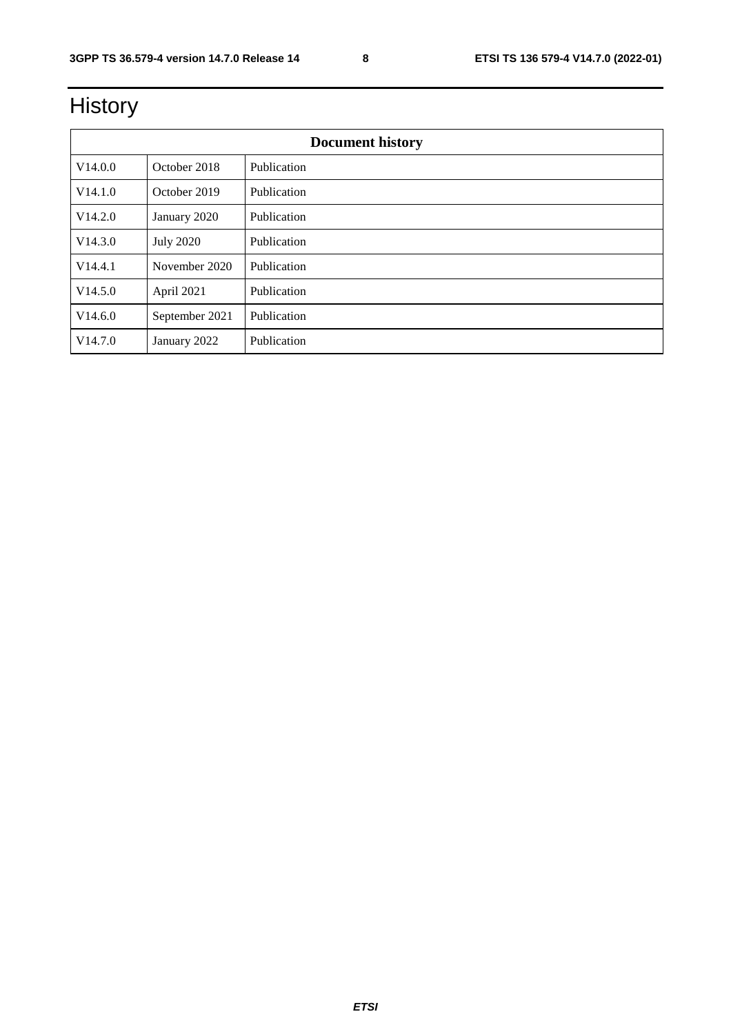# History

| Document history | | |
| --- | --- | --- |
| V14.0.0 | October 2018 | Publication |
| V14.1.0 | October 2019 | Publication |
| V14.2.0 | January 2020 | Publication |
| V14.3.0 | July 2020 | Publication |
| V14.4.1 | November 2020 | Publication |
| V14.5.0 | April 2021 | Publication |
| V14.6.0 | September 2021 | Publication |
| V14.7.0 | January 2022 | Publication |